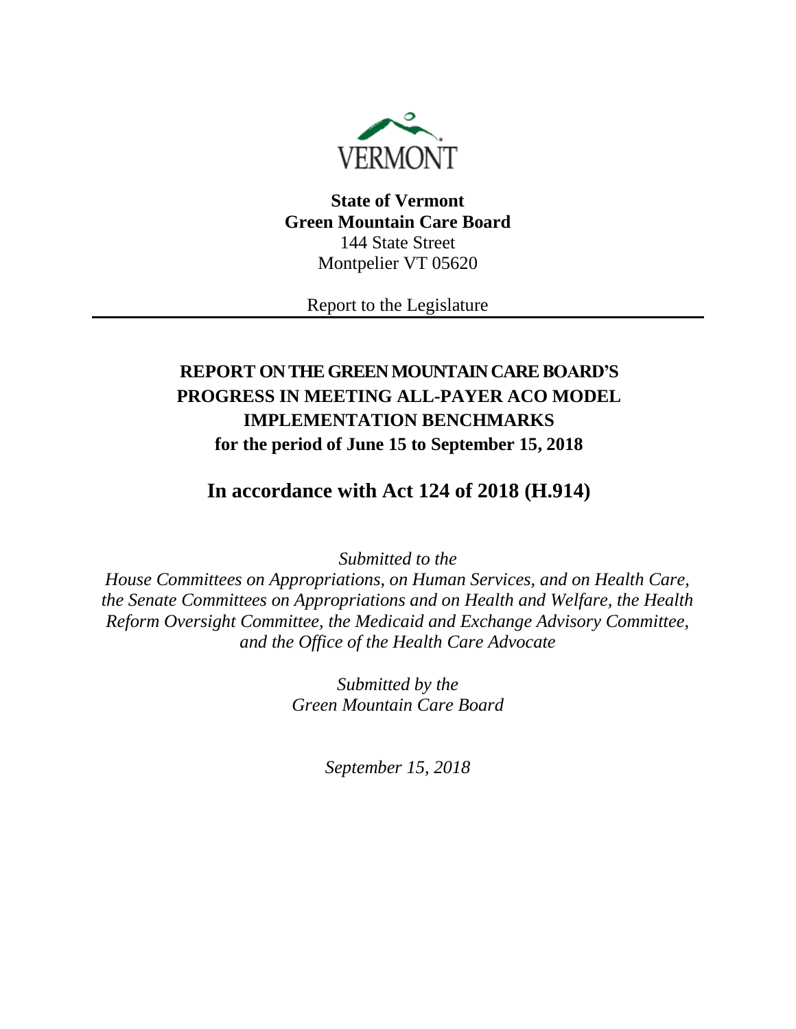VERMONT

**State of Vermont**
**Green Mountain Care Board**
144 State Street
Montpelier VT 05620

Report to the Legislature

---

# REPORT ON THE GREEN MOUNTAIN CARE BOARD'S PROGRESS IN MEETING ALL-PAYER ACO MODEL IMPLEMENTATION BENCHMARKS for the period of June 15 to September 15, 2018

## In accordance with Act 124 of 2018 (H.914)

*Submitted to the*
*House Committees on Appropriations, on Human Services, and on Health Care, the Senate Committees on Appropriations and on Health and Welfare, the Health Reform Oversight Committee, the Medicaid and Exchange Advisory Committee, and the Office of the Health Care Advocate*

*Submitted by the*
*Green Mountain Care Board*

*September 15, 2018*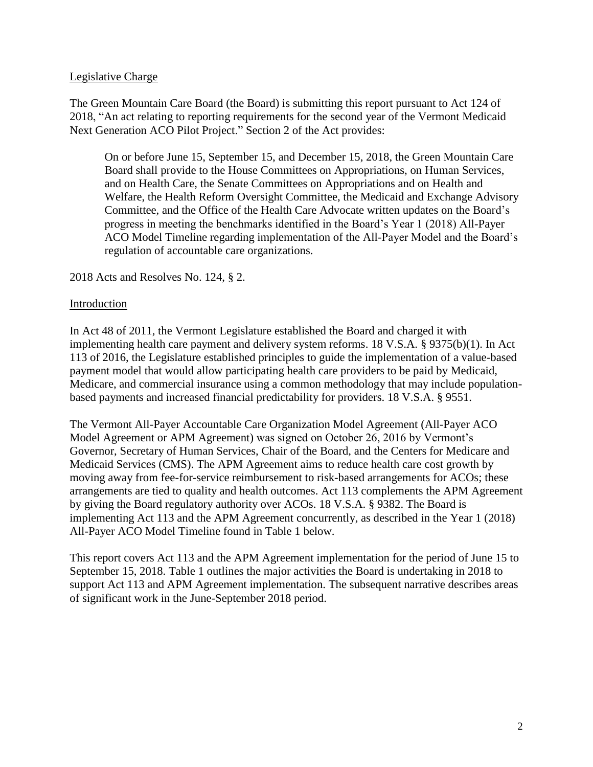## Legislative Charge

The Green Mountain Care Board (the Board) is submitting this report pursuant to Act 124 of 2018, "An act relating to reporting requirements for the second year of the Vermont Medicaid Next Generation ACO Pilot Project." Section 2 of the Act provides:

> On or before June 15, September 15, and December 15, 2018, the Green Mountain Care Board shall provide to the House Committees on Appropriations, on Human Services, and on Health Care, the Senate Committees on Appropriations and on Health and Welfare, the Health Reform Oversight Committee, the Medicaid and Exchange Advisory Committee, and the Office of the Health Care Advocate written updates on the Board's progress in meeting the benchmarks identified in the Board's Year 1 (2018) All-Payer ACO Model Timeline regarding implementation of the All-Payer Model and the Board's regulation of accountable care organizations.

2018 Acts and Resolves No. 124, § 2.

## Introduction

In Act 48 of 2011, the Vermont Legislature established the Board and charged it with implementing health care payment and delivery system reforms. 18 V.S.A. § 9375(b)(1). In Act 113 of 2016, the Legislature established principles to guide the implementation of a value-based payment model that would allow participating health care providers to be paid by Medicaid, Medicare, and commercial insurance using a common methodology that may include population-based payments and increased financial predictability for providers. 18 V.S.A. § 9551.

The Vermont All-Payer Accountable Care Organization Model Agreement (All-Payer ACO Model Agreement or APM Agreement) was signed on October 26, 2016 by Vermont's Governor, Secretary of Human Services, Chair of the Board, and the Centers for Medicare and Medicaid Services (CMS). The APM Agreement aims to reduce health care cost growth by moving away from fee-for-service reimbursement to risk-based arrangements for ACOs; these arrangements are tied to quality and health outcomes. Act 113 complements the APM Agreement by giving the Board regulatory authority over ACOs. 18 V.S.A. § 9382. The Board is implementing Act 113 and the APM Agreement concurrently, as described in the Year 1 (2018) All-Payer ACO Model Timeline found in Table 1 below.

This report covers Act 113 and the APM Agreement implementation for the period of June 15 to September 15, 2018. Table 1 outlines the major activities the Board is undertaking in 2018 to support Act 113 and APM Agreement implementation. The subsequent narrative describes areas of significant work in the June-September 2018 period.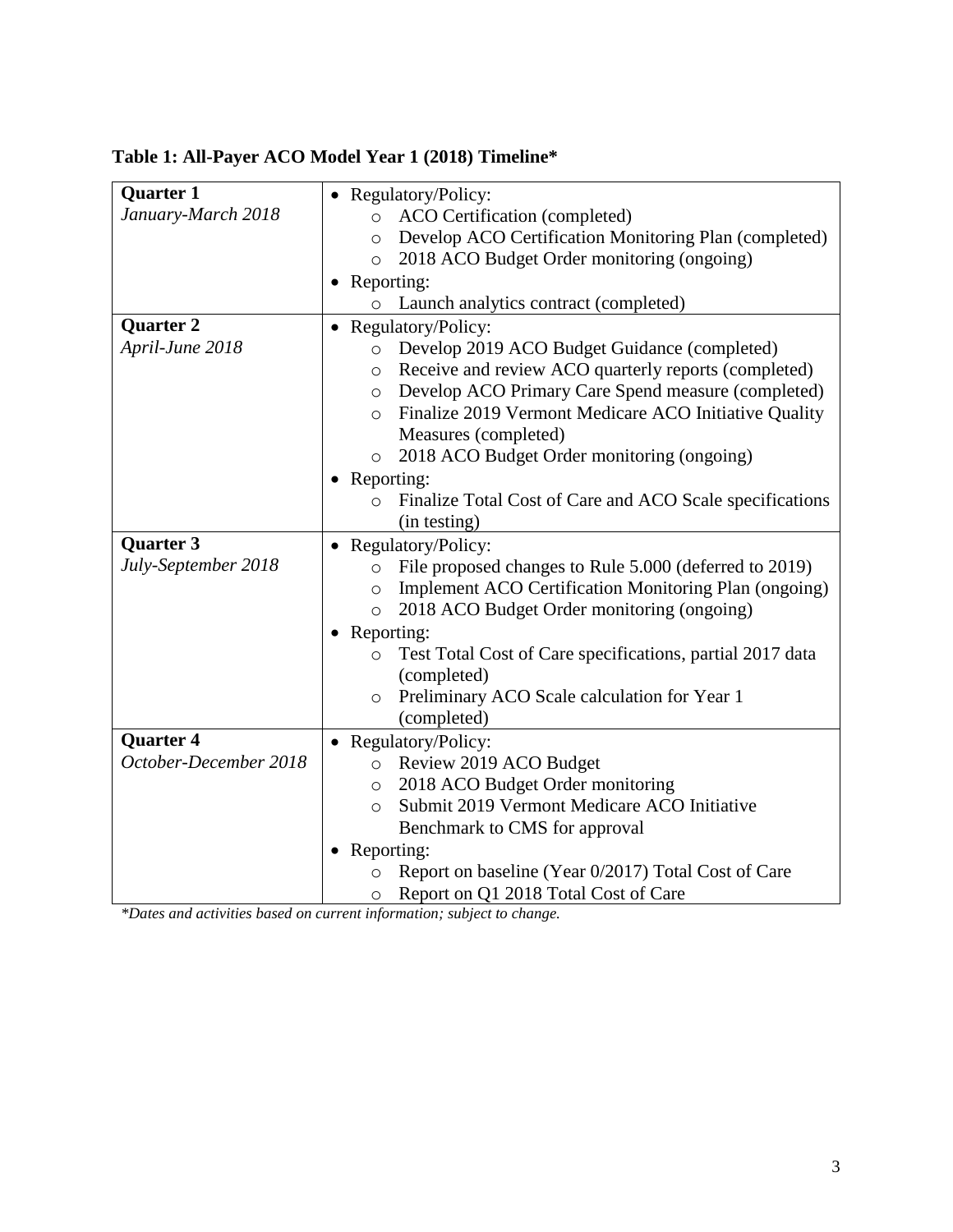**Table 1: All-Payer ACO Model Year 1 (2018) Timeline***

| | |
|---|---|
| **Quarter 1**<br>*January-March 2018* | • Regulatory/Policy:<br>&nbsp;&nbsp;&nbsp;&nbsp;○ ACO Certification (completed)<br>&nbsp;&nbsp;&nbsp;&nbsp;○ Develop ACO Certification Monitoring Plan (completed)<br>&nbsp;&nbsp;&nbsp;&nbsp;○ 2018 ACO Budget Order monitoring (ongoing)<br>• Reporting:<br>&nbsp;&nbsp;&nbsp;&nbsp;○ Launch analytics contract (completed) |
| **Quarter 2**<br>*April-June 2018* | • Regulatory/Policy:<br>&nbsp;&nbsp;&nbsp;&nbsp;○ Develop 2019 ACO Budget Guidance (completed)<br>&nbsp;&nbsp;&nbsp;&nbsp;○ Receive and review ACO quarterly reports (completed)<br>&nbsp;&nbsp;&nbsp;&nbsp;○ Develop ACO Primary Care Spend measure (completed)<br>&nbsp;&nbsp;&nbsp;&nbsp;○ Finalize 2019 Vermont Medicare ACO Initiative Quality Measures (completed)<br>&nbsp;&nbsp;&nbsp;&nbsp;○ 2018 ACO Budget Order monitoring (ongoing)<br>• Reporting:<br>&nbsp;&nbsp;&nbsp;&nbsp;○ Finalize Total Cost of Care and ACO Scale specifications (in testing) |
| **Quarter 3**<br>*July-September 2018* | • Regulatory/Policy:<br>&nbsp;&nbsp;&nbsp;&nbsp;○ File proposed changes to Rule 5.000 (deferred to 2019)<br>&nbsp;&nbsp;&nbsp;&nbsp;○ Implement ACO Certification Monitoring Plan (ongoing)<br>&nbsp;&nbsp;&nbsp;&nbsp;○ 2018 ACO Budget Order monitoring (ongoing)<br>• Reporting:<br>&nbsp;&nbsp;&nbsp;&nbsp;○ Test Total Cost of Care specifications, partial 2017 data (completed)<br>&nbsp;&nbsp;&nbsp;&nbsp;○ Preliminary ACO Scale calculation for Year 1 (completed) |
| **Quarter 4**<br>*October-December 2018* | • Regulatory/Policy:<br>&nbsp;&nbsp;&nbsp;&nbsp;○ Review 2019 ACO Budget<br>&nbsp;&nbsp;&nbsp;&nbsp;○ 2018 ACO Budget Order monitoring<br>&nbsp;&nbsp;&nbsp;&nbsp;○ Submit 2019 Vermont Medicare ACO Initiative Benchmark to CMS for approval<br>• Reporting:<br>&nbsp;&nbsp;&nbsp;&nbsp;○ Report on baseline (Year 0/2017) Total Cost of Care<br>&nbsp;&nbsp;&nbsp;&nbsp;○ Report on Q1 2018 Total Cost of Care |

**Dates and activities based on current information; subject to change.*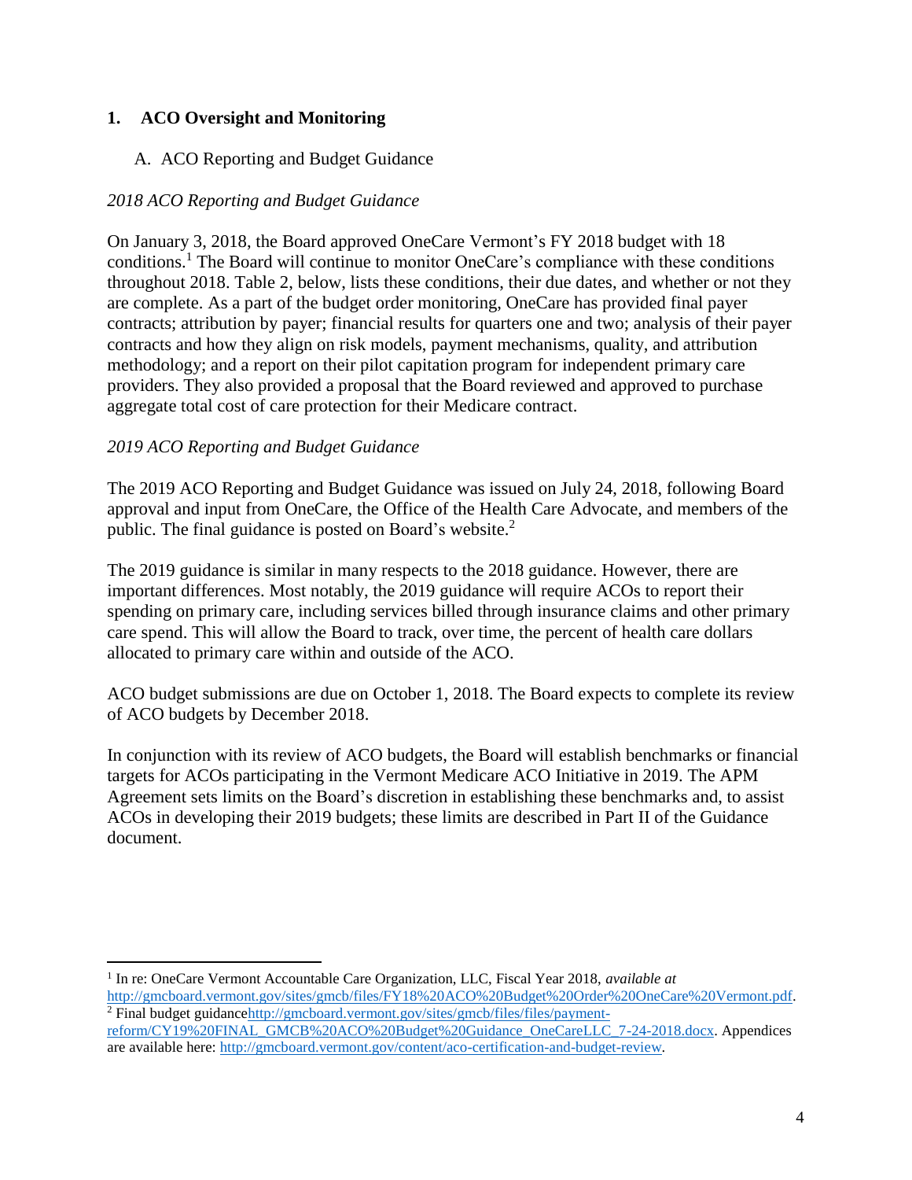## 1. ACO Oversight and Monitoring

### A. ACO Reporting and Budget Guidance

*2018 ACO Reporting and Budget Guidance*

On January 3, 2018, the Board approved OneCare Vermont's FY 2018 budget with 18 conditions.[1] The Board will continue to monitor OneCare's compliance with these conditions throughout 2018. Table 2, below, lists these conditions, their due dates, and whether or not they are complete. As a part of the budget order monitoring, OneCare has provided final payer contracts; attribution by payer; financial results for quarters one and two; analysis of their payer contracts and how they align on risk models, payment mechanisms, quality, and attribution methodology; and a report on their pilot capitation program for independent primary care providers. They also provided a proposal that the Board reviewed and approved to purchase aggregate total cost of care protection for their Medicare contract.

*2019 ACO Reporting and Budget Guidance*

The 2019 ACO Reporting and Budget Guidance was issued on July 24, 2018, following Board approval and input from OneCare, the Office of the Health Care Advocate, and members of the public. The final guidance is posted on Board's website.[2]

The 2019 guidance is similar in many respects to the 2018 guidance. However, there are important differences. Most notably, the 2019 guidance will require ACOs to report their spending on primary care, including services billed through insurance claims and other primary care spend. This will allow the Board to track, over time, the percent of health care dollars allocated to primary care within and outside of the ACO.

ACO budget submissions are due on October 1, 2018. The Board expects to complete its review of ACO budgets by December 2018.

In conjunction with its review of ACO budgets, the Board will establish benchmarks or financial targets for ACOs participating in the Vermont Medicare ACO Initiative in 2019. The APM Agreement sets limits on the Board's discretion in establishing these benchmarks and, to assist ACOs in developing their 2019 budgets; these limits are described in Part II of the Guidance document.

---

[1] In re: OneCare Vermont Accountable Care Organization, LLC, Fiscal Year 2018, *available at* http://gmcboard.vermont.gov/sites/gmcb/files/FY18%20ACO%20Budget%20Order%20OneCare%20Vermont.pdf.

[2] Final budget guidancehttp://gmcboard.vermont.gov/sites/gmcb/files/files/payment-reform/CY19%20FINAL_GMCB%20ACO%20Budget%20Guidance_OneCareLLC_7-24-2018.docx. Appendices are available here: http://gmcboard.vermont.gov/content/aco-certification-and-budget-review.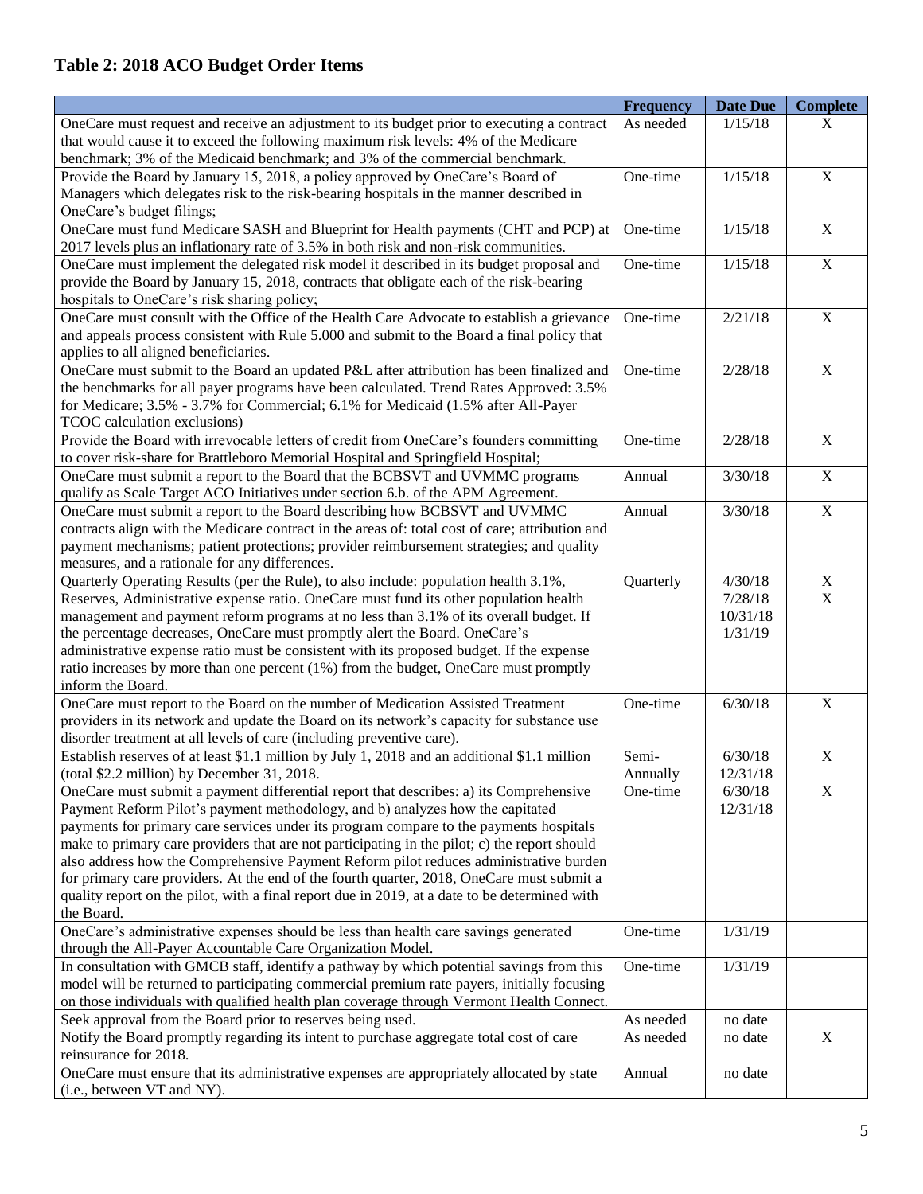## Table 2: 2018 ACO Budget Order Items

| | Frequency | Date Due | Complete |
|---|---|---|---|
| OneCare must request and receive an adjustment to its budget prior to executing a contract that would cause it to exceed the following maximum risk levels: 4% of the Medicare benchmark; 3% of the Medicaid benchmark; and 3% of the commercial benchmark. | As needed | 1/15/18 | X |
| Provide the Board by January 15, 2018, a policy approved by OneCare's Board of Managers which delegates risk to the risk-bearing hospitals in the manner described in OneCare's budget filings; | One-time | 1/15/18 | X |
| OneCare must fund Medicare SASH and Blueprint for Health payments (CHT and PCP) at 2017 levels plus an inflationary rate of 3.5% in both risk and non-risk communities. | One-time | 1/15/18 | X |
| OneCare must implement the delegated risk model it described in its budget proposal and provide the Board by January 15, 2018, contracts that obligate each of the risk-bearing hospitals to OneCare's risk sharing policy; | One-time | 1/15/18 | X |
| OneCare must consult with the Office of the Health Care Advocate to establish a grievance and appeals process consistent with Rule 5.000 and submit to the Board a final policy that applies to all aligned beneficiaries. | One-time | 2/21/18 | X |
| OneCare must submit to the Board an updated P&L after attribution has been finalized and the benchmarks for all payer programs have been calculated. Trend Rates Approved: 3.5% for Medicare; 3.5% - 3.7% for Commercial; 6.1% for Medicaid (1.5% after All-Payer TCOC calculation exclusions) | One-time | 2/28/18 | X |
| Provide the Board with irrevocable letters of credit from OneCare's founders committing to cover risk-share for Brattleboro Memorial Hospital and Springfield Hospital; | One-time | 2/28/18 | X |
| OneCare must submit a report to the Board that the BCBSVT and UVMMC programs qualify as Scale Target ACO Initiatives under section 6.b. of the APM Agreement. | Annual | 3/30/18 | X |
| OneCare must submit a report to the Board describing how BCBSVT and UVMMC contracts align with the Medicare contract in the areas of: total cost of care; attribution and payment mechanisms; patient protections; provider reimbursement strategies; and quality measures, and a rationale for any differences. | Annual | 3/30/18 | X |
| Quarterly Operating Results (per the Rule), to also include: population health 3.1%, Reserves, Administrative expense ratio. OneCare must fund its other population health management and payment reform programs at no less than 3.1% of its overall budget. If the percentage decreases, OneCare must promptly alert the Board. OneCare's administrative expense ratio must be consistent with its proposed budget. If the expense ratio increases by more than one percent (1%) from the budget, OneCare must promptly inform the Board. | Quarterly | 4/30/18<br>7/28/18<br>10/31/18<br>1/31/19 | X<br>X |
| OneCare must report to the Board on the number of Medication Assisted Treatment providers in its network and update the Board on its network's capacity for substance use disorder treatment at all levels of care (including preventive care). | One-time | 6/30/18 | X |
| Establish reserves of at least \$1.1 million by July 1, 2018 and an additional \$1.1 million (total \$2.2 million) by December 31, 2018. | Semi-Annually | 6/30/18<br>12/31/18 | X |
| OneCare must submit a payment differential report that describes: a) its Comprehensive Payment Reform Pilot's payment methodology, and b) analyzes how the capitated payments for primary care services under its program compare to the payments hospitals make to primary care providers that are not participating in the pilot; c) the report should also address how the Comprehensive Payment Reform pilot reduces administrative burden for primary care providers. At the end of the fourth quarter, 2018, OneCare must submit a quality report on the pilot, with a final report due in 2019, at a date to be determined with the Board. | One-time | 6/30/18<br>12/31/18 | X |
| OneCare's administrative expenses should be less than health care savings generated through the All-Payer Accountable Care Organization Model. | One-time | 1/31/19 | |
| In consultation with GMCB staff, identify a pathway by which potential savings from this model will be returned to participating commercial premium rate payers, initially focusing on those individuals with qualified health plan coverage through Vermont Health Connect. | One-time | 1/31/19 | |
| Seek approval from the Board prior to reserves being used. | As needed | no date | |
| Notify the Board promptly regarding its intent to purchase aggregate total cost of care reinsurance for 2018. | As needed | no date | X |
| OneCare must ensure that its administrative expenses are appropriately allocated by state (i.e., between VT and NY). | Annual | no date | |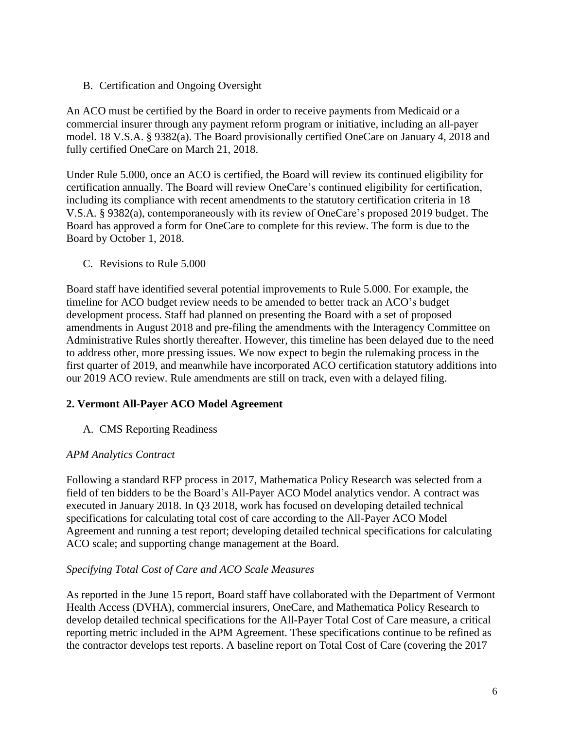### B. Certification and Ongoing Oversight

An ACO must be certified by the Board in order to receive payments from Medicaid or a commercial insurer through any payment reform program or initiative, including an all-payer model. 18 V.S.A. § 9382(a). The Board provisionally certified OneCare on January 4, 2018 and fully certified OneCare on March 21, 2018.

Under Rule 5.000, once an ACO is certified, the Board will review its continued eligibility for certification annually. The Board will review OneCare's continued eligibility for certification, including its compliance with recent amendments to the statutory certification criteria in 18 V.S.A. § 9382(a), contemporaneously with its review of OneCare's proposed 2019 budget. The Board has approved a form for OneCare to complete for this review. The form is due to the Board by October 1, 2018.

### C. Revisions to Rule 5.000

Board staff have identified several potential improvements to Rule 5.000. For example, the timeline for ACO budget review needs to be amended to better track an ACO's budget development process. Staff had planned on presenting the Board with a set of proposed amendments in August 2018 and pre-filing the amendments with the Interagency Committee on Administrative Rules shortly thereafter. However, this timeline has been delayed due to the need to address other, more pressing issues. We now expect to begin the rulemaking process in the first quarter of 2019, and meanwhile have incorporated ACO certification statutory additions into our 2019 ACO review. Rule amendments are still on track, even with a delayed filing.

## 2. Vermont All-Payer ACO Model Agreement

### A. CMS Reporting Readiness

*APM Analytics Contract*

Following a standard RFP process in 2017, Mathematica Policy Research was selected from a field of ten bidders to be the Board's All-Payer ACO Model analytics vendor. A contract was executed in January 2018. In Q3 2018, work has focused on developing detailed technical specifications for calculating total cost of care according to the All-Payer ACO Model Agreement and running a test report; developing detailed technical specifications for calculating ACO scale; and supporting change management at the Board.

*Specifying Total Cost of Care and ACO Scale Measures*

As reported in the June 15 report, Board staff have collaborated with the Department of Vermont Health Access (DVHA), commercial insurers, OneCare, and Mathematica Policy Research to develop detailed technical specifications for the All-Payer Total Cost of Care measure, a critical reporting metric included in the APM Agreement. These specifications continue to be refined as the contractor develops test reports. A baseline report on Total Cost of Care (covering the 2017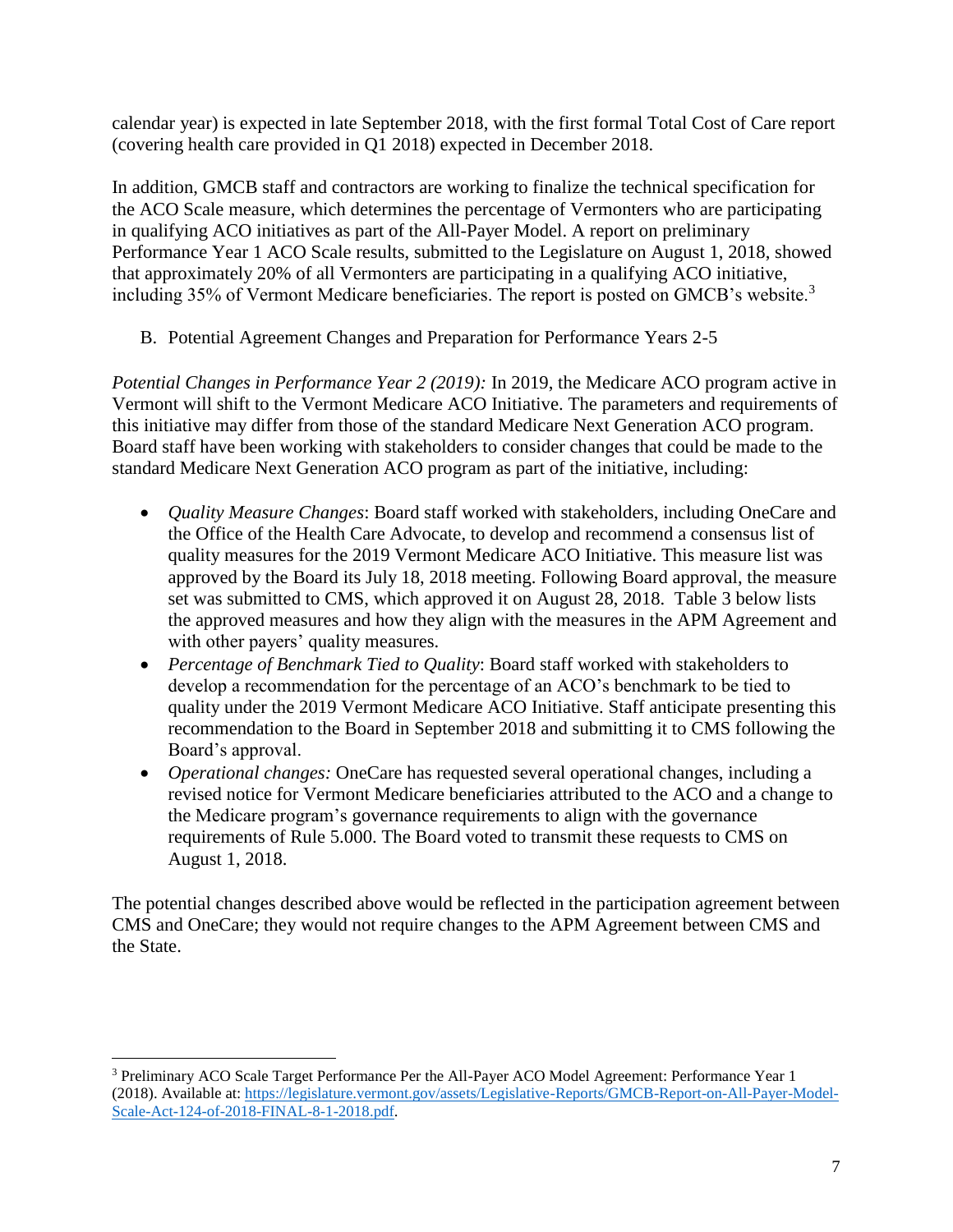calendar year) is expected in late September 2018, with the first formal Total Cost of Care report (covering health care provided in Q1 2018) expected in December 2018.

In addition, GMCB staff and contractors are working to finalize the technical specification for the ACO Scale measure, which determines the percentage of Vermonters who are participating in qualifying ACO initiatives as part of the All-Payer Model. A report on preliminary Performance Year 1 ACO Scale results, submitted to the Legislature on August 1, 2018, showed that approximately 20% of all Vermonters are participating in a qualifying ACO initiative, including 35% of Vermont Medicare beneficiaries. The report is posted on GMCB's website.[3]

B. Potential Agreement Changes and Preparation for Performance Years 2-5

*Potential Changes in Performance Year 2 (2019):* In 2019, the Medicare ACO program active in Vermont will shift to the Vermont Medicare ACO Initiative. The parameters and requirements of this initiative may differ from those of the standard Medicare Next Generation ACO program. Board staff have been working with stakeholders to consider changes that could be made to the standard Medicare Next Generation ACO program as part of the initiative, including:

- *Quality Measure Changes*: Board staff worked with stakeholders, including OneCare and the Office of the Health Care Advocate, to develop and recommend a consensus list of quality measures for the 2019 Vermont Medicare ACO Initiative. This measure list was approved by the Board its July 18, 2018 meeting. Following Board approval, the measure set was submitted to CMS, which approved it on August 28, 2018. Table 3 below lists the approved measures and how they align with the measures in the APM Agreement and with other payers' quality measures.
- *Percentage of Benchmark Tied to Quality*: Board staff worked with stakeholders to develop a recommendation for the percentage of an ACO's benchmark to be tied to quality under the 2019 Vermont Medicare ACO Initiative. Staff anticipate presenting this recommendation to the Board in September 2018 and submitting it to CMS following the Board's approval.
- *Operational changes:* OneCare has requested several operational changes, including a revised notice for Vermont Medicare beneficiaries attributed to the ACO and a change to the Medicare program's governance requirements to align with the governance requirements of Rule 5.000. The Board voted to transmit these requests to CMS on August 1, 2018.

The potential changes described above would be reflected in the participation agreement between CMS and OneCare; they would not require changes to the APM Agreement between CMS and the State.

---

[3] Preliminary ACO Scale Target Performance Per the All-Payer ACO Model Agreement: Performance Year 1 (2018). Available at: https://legislature.vermont.gov/assets/Legislative-Reports/GMCB-Report-on-All-Payer-Model-Scale-Act-124-of-2018-FINAL-8-1-2018.pdf.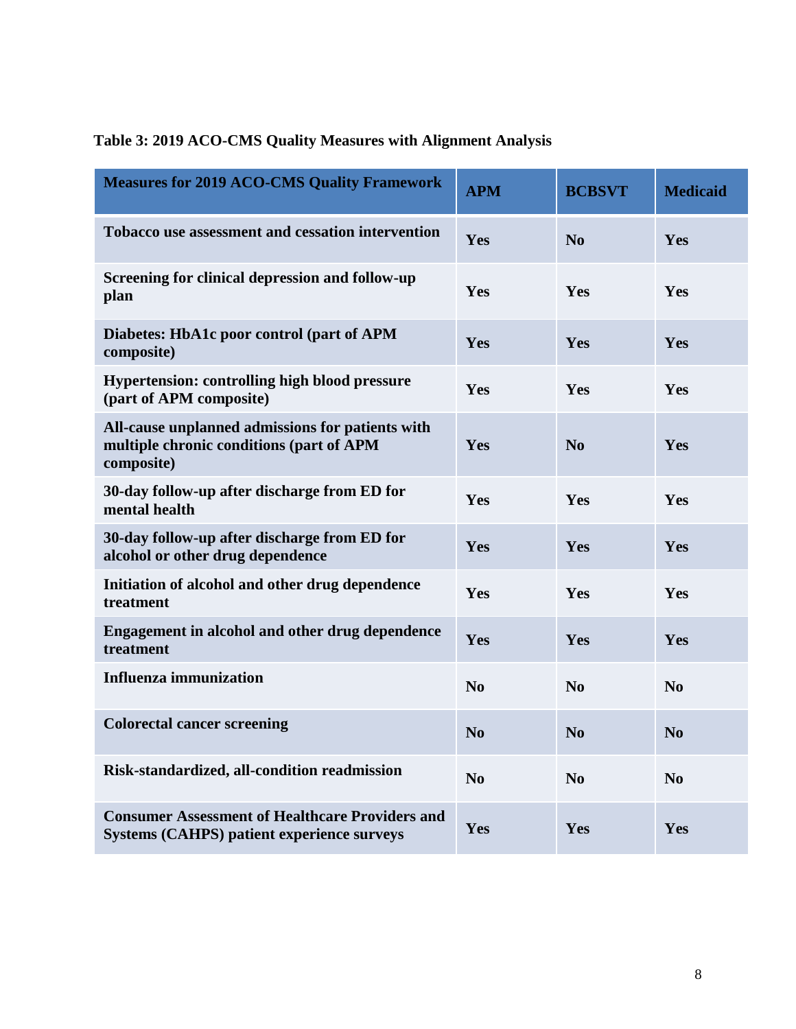**Table 3: 2019 ACO-CMS Quality Measures with Alignment Analysis**

| Measures for 2019 ACO-CMS Quality Framework | APM | BCBSVT | Medicaid |
|---|---|---|---|
| Tobacco use assessment and cessation intervention | Yes | No | Yes |
| Screening for clinical depression and follow-up plan | Yes | Yes | Yes |
| Diabetes: HbA1c poor control (part of APM composite) | Yes | Yes | Yes |
| Hypertension: controlling high blood pressure (part of APM composite) | Yes | Yes | Yes |
| All-cause unplanned admissions for patients with multiple chronic conditions (part of APM composite) | Yes | No | Yes |
| 30-day follow-up after discharge from ED for mental health | Yes | Yes | Yes |
| 30-day follow-up after discharge from ED for alcohol or other drug dependence | Yes | Yes | Yes |
| Initiation of alcohol and other drug dependence treatment | Yes | Yes | Yes |
| Engagement in alcohol and other drug dependence treatment | Yes | Yes | Yes |
| Influenza immunization | No | No | No |
| Colorectal cancer screening | No | No | No |
| Risk-standardized, all-condition readmission | No | No | No |
| Consumer Assessment of Healthcare Providers and Systems (CAHPS) patient experience surveys | Yes | Yes | Yes |